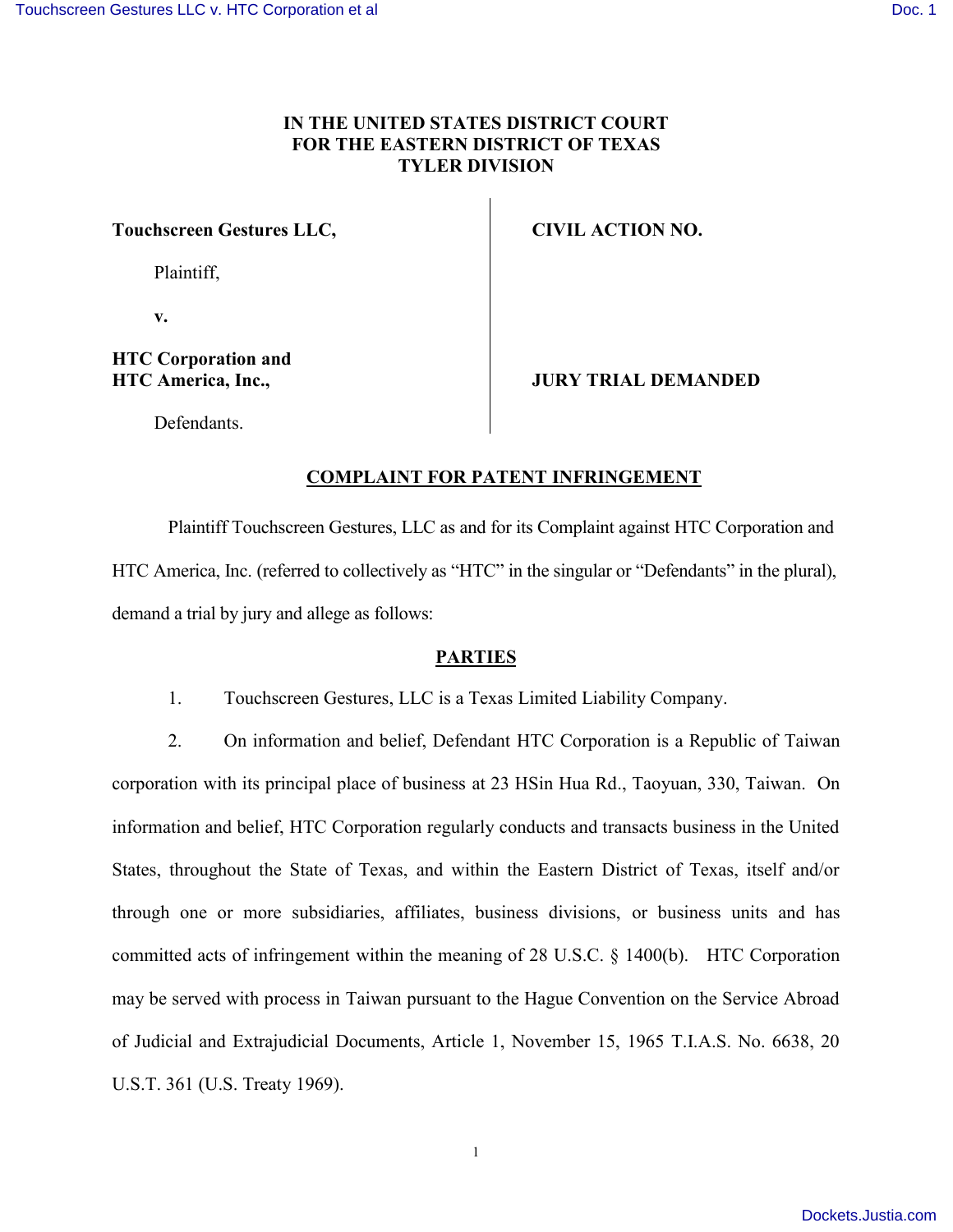**IN THE UNITED STATES DISTRICT COURT**
**FOR THE EASTERN DISTRICT OF TEXAS**
**TYLER DIVISION**

| | |
|---|---|
| **Touchscreen Gestures LLC,** | **CIVIL ACTION NO.** |
| Plaintiff, | |
| **v.** | |
| **HTC Corporation and HTC America, Inc.,** | **JURY TRIAL DEMANDED** |
| Defendants. | |

## COMPLAINT FOR PATENT INFRINGEMENT

Plaintiff Touchscreen Gestures, LLC as and for its Complaint against HTC Corporation and HTC America, Inc. (referred to collectively as "HTC" in the singular or "Defendants" in the plural), demand a trial by jury and allege as follows:

## PARTIES

1. Touchscreen Gestures, LLC is a Texas Limited Liability Company.

2. On information and belief, Defendant HTC Corporation is a Republic of Taiwan corporation with its principal place of business at 23 HSin Hua Rd., Taoyuan, 330, Taiwan. On information and belief, HTC Corporation regularly conducts and transacts business in the United States, throughout the State of Texas, and within the Eastern District of Texas, itself and/or through one or more subsidiaries, affiliates, business divisions, or business units and has committed acts of infringement within the meaning of 28 U.S.C. § 1400(b). HTC Corporation may be served with process in Taiwan pursuant to the Hague Convention on the Service Abroad of Judicial and Extrajudicial Documents, Article 1, November 15, 1965 T.I.A.S. No. 6638, 20 U.S.T. 361 (U.S. Treaty 1969).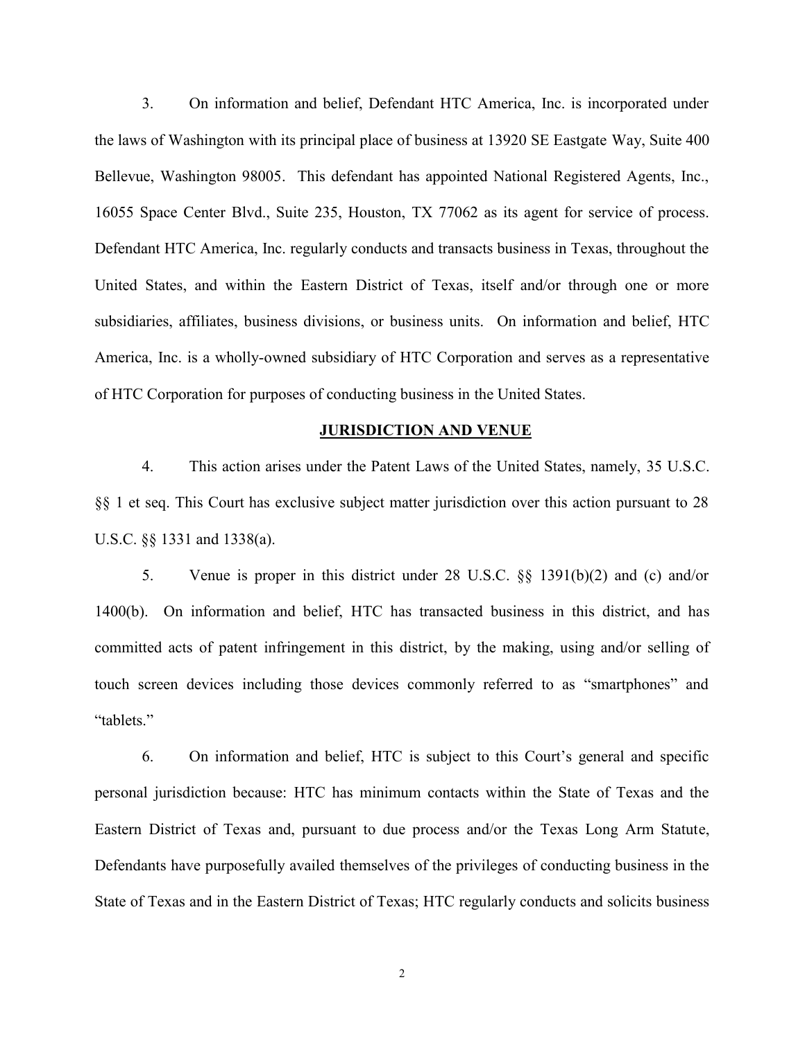3. On information and belief, Defendant HTC America, Inc. is incorporated under the laws of Washington with its principal place of business at 13920 SE Eastgate Way, Suite 400 Bellevue, Washington 98005. This defendant has appointed National Registered Agents, Inc., 16055 Space Center Blvd., Suite 235, Houston, TX 77062 as its agent for service of process. Defendant HTC America, Inc. regularly conducts and transacts business in Texas, throughout the United States, and within the Eastern District of Texas, itself and/or through one or more subsidiaries, affiliates, business divisions, or business units. On information and belief, HTC America, Inc. is a wholly-owned subsidiary of HTC Corporation and serves as a representative of HTC Corporation for purposes of conducting business in the United States.

## JURISDICTION AND VENUE

4. This action arises under the Patent Laws of the United States, namely, 35 U.S.C. §§ 1 et seq. This Court has exclusive subject matter jurisdiction over this action pursuant to 28 U.S.C. §§ 1331 and 1338(a).

5. Venue is proper in this district under 28 U.S.C. §§ 1391(b)(2) and (c) and/or 1400(b). On information and belief, HTC has transacted business in this district, and has committed acts of patent infringement in this district, by the making, using and/or selling of touch screen devices including those devices commonly referred to as "smartphones" and "tablets."

6. On information and belief, HTC is subject to this Court's general and specific personal jurisdiction because: HTC has minimum contacts within the State of Texas and the Eastern District of Texas and, pursuant to due process and/or the Texas Long Arm Statute, Defendants have purposefully availed themselves of the privileges of conducting business in the State of Texas and in the Eastern District of Texas; HTC regularly conducts and solicits business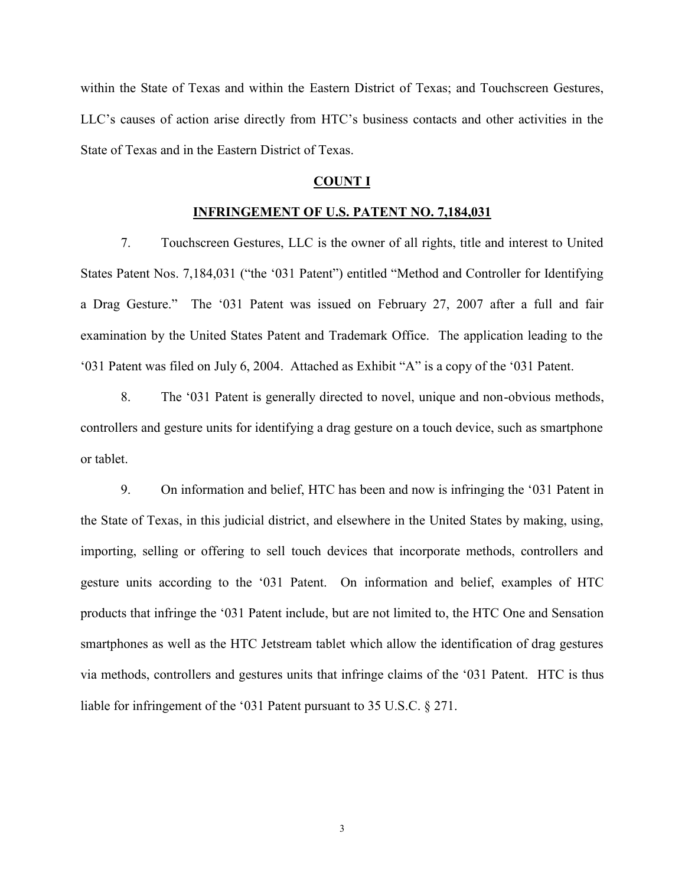within the State of Texas and within the Eastern District of Texas; and Touchscreen Gestures, LLC's causes of action arise directly from HTC's business contacts and other activities in the State of Texas and in the Eastern District of Texas.

**COUNT I**

**INFRINGEMENT OF U.S. PATENT NO. 7,184,031**

7. Touchscreen Gestures, LLC is the owner of all rights, title and interest to United States Patent Nos. 7,184,031 ("the '031 Patent") entitled "Method and Controller for Identifying a Drag Gesture." The '031 Patent was issued on February 27, 2007 after a full and fair examination by the United States Patent and Trademark Office. The application leading to the '031 Patent was filed on July 6, 2004. Attached as Exhibit "A" is a copy of the '031 Patent.

8. The '031 Patent is generally directed to novel, unique and non-obvious methods, controllers and gesture units for identifying a drag gesture on a touch device, such as smartphone or tablet.

9. On information and belief, HTC has been and now is infringing the '031 Patent in the State of Texas, in this judicial district, and elsewhere in the United States by making, using, importing, selling or offering to sell touch devices that incorporate methods, controllers and gesture units according to the '031 Patent. On information and belief, examples of HTC products that infringe the '031 Patent include, but are not limited to, the HTC One and Sensation smartphones as well as the HTC Jetstream tablet which allow the identification of drag gestures via methods, controllers and gestures units that infringe claims of the '031 Patent. HTC is thus liable for infringement of the '031 Patent pursuant to 35 U.S.C. § 271.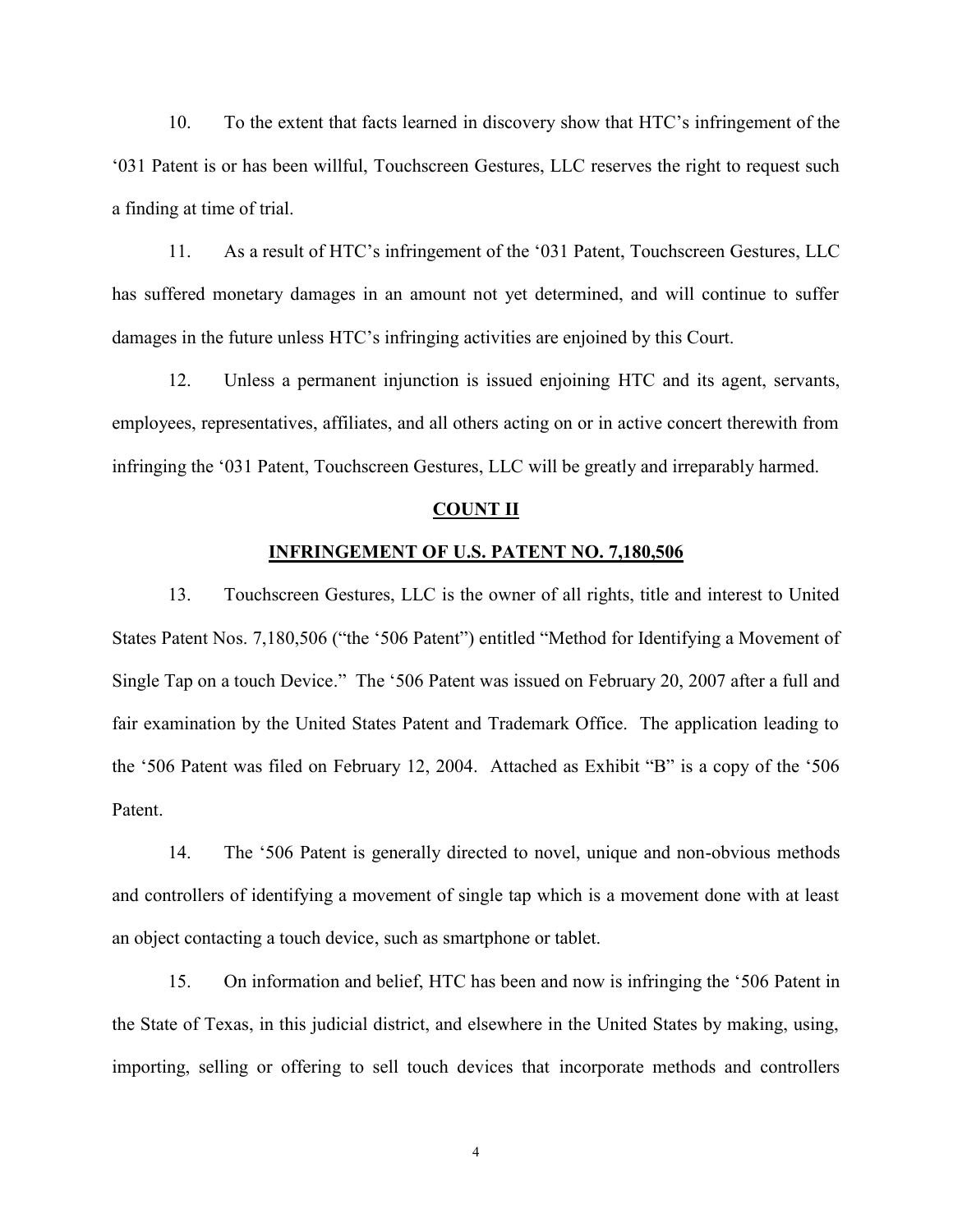10. To the extent that facts learned in discovery show that HTC's infringement of the '031 Patent is or has been willful, Touchscreen Gestures, LLC reserves the right to request such a finding at time of trial.

11. As a result of HTC's infringement of the '031 Patent, Touchscreen Gestures, LLC has suffered monetary damages in an amount not yet determined, and will continue to suffer damages in the future unless HTC's infringing activities are enjoined by this Court.

12. Unless a permanent injunction is issued enjoining HTC and its agent, servants, employees, representatives, affiliates, and all others acting on or in active concert therewith from infringing the '031 Patent, Touchscreen Gestures, LLC will be greatly and irreparably harmed.

## COUNT II

## INFRINGEMENT OF U.S. PATENT NO. 7,180,506

13. Touchscreen Gestures, LLC is the owner of all rights, title and interest to United States Patent Nos. 7,180,506 ("the '506 Patent") entitled "Method for Identifying a Movement of Single Tap on a touch Device." The '506 Patent was issued on February 20, 2007 after a full and fair examination by the United States Patent and Trademark Office. The application leading to the '506 Patent was filed on February 12, 2004. Attached as Exhibit "B" is a copy of the '506 Patent.

14. The '506 Patent is generally directed to novel, unique and non-obvious methods and controllers of identifying a movement of single tap which is a movement done with at least an object contacting a touch device, such as smartphone or tablet.

15. On information and belief, HTC has been and now is infringing the '506 Patent in the State of Texas, in this judicial district, and elsewhere in the United States by making, using, importing, selling or offering to sell touch devices that incorporate methods and controllers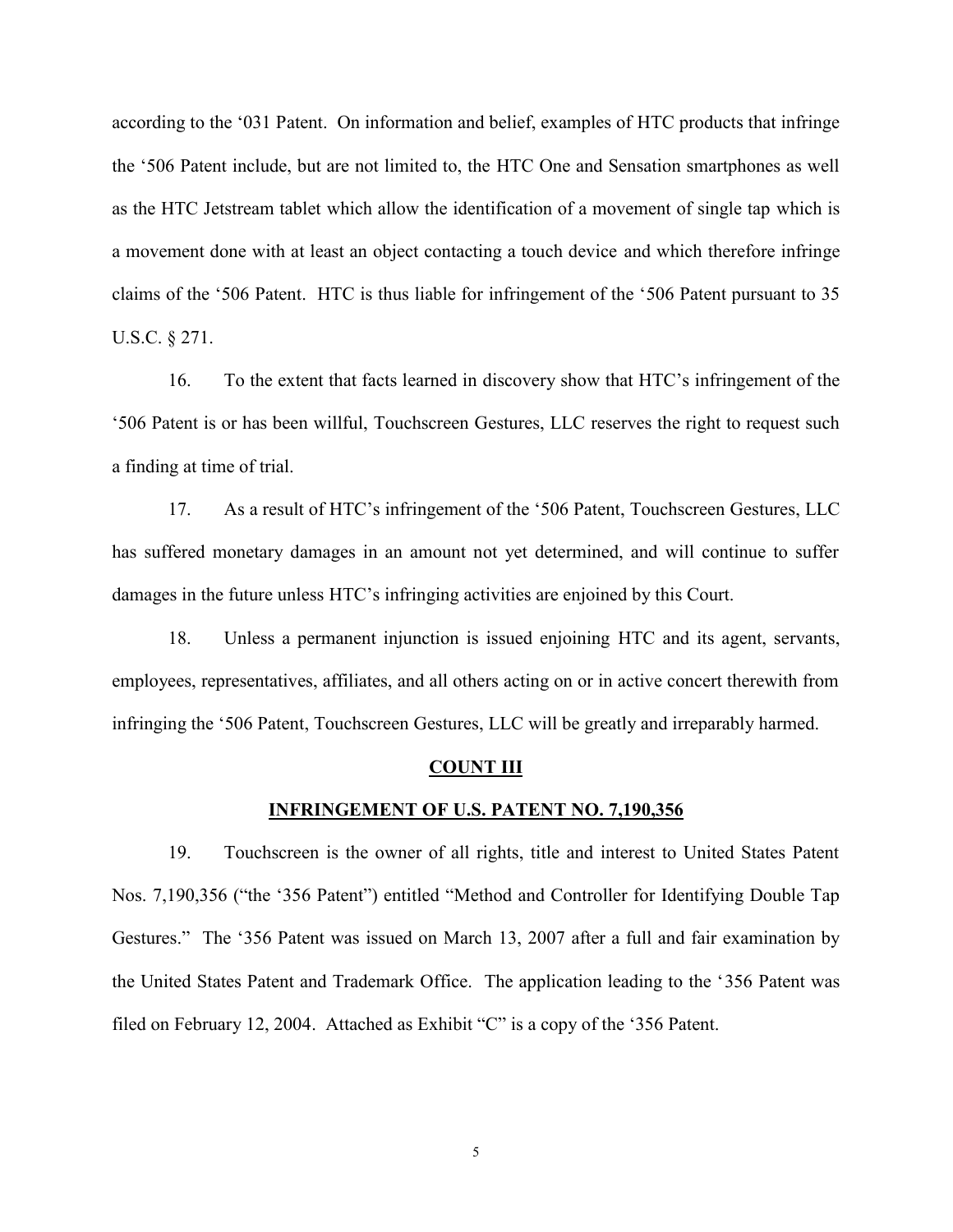according to the '031 Patent. On information and belief, examples of HTC products that infringe the '506 Patent include, but are not limited to, the HTC One and Sensation smartphones as well as the HTC Jetstream tablet which allow the identification of a movement of single tap which is a movement done with at least an object contacting a touch device and which therefore infringe claims of the '506 Patent. HTC is thus liable for infringement of the '506 Patent pursuant to 35 U.S.C. § 271.

16. To the extent that facts learned in discovery show that HTC's infringement of the '506 Patent is or has been willful, Touchscreen Gestures, LLC reserves the right to request such a finding at time of trial.

17. As a result of HTC's infringement of the '506 Patent, Touchscreen Gestures, LLC has suffered monetary damages in an amount not yet determined, and will continue to suffer damages in the future unless HTC's infringing activities are enjoined by this Court.

18. Unless a permanent injunction is issued enjoining HTC and its agent, servants, employees, representatives, affiliates, and all others acting on or in active concert therewith from infringing the '506 Patent, Touchscreen Gestures, LLC will be greatly and irreparably harmed.

**COUNT III**

**INFRINGEMENT OF U.S. PATENT NO. 7,190,356**

19. Touchscreen is the owner of all rights, title and interest to United States Patent Nos. 7,190,356 ("the '356 Patent") entitled "Method and Controller for Identifying Double Tap Gestures." The '356 Patent was issued on March 13, 2007 after a full and fair examination by the United States Patent and Trademark Office. The application leading to the '356 Patent was filed on February 12, 2004. Attached as Exhibit "C" is a copy of the '356 Patent.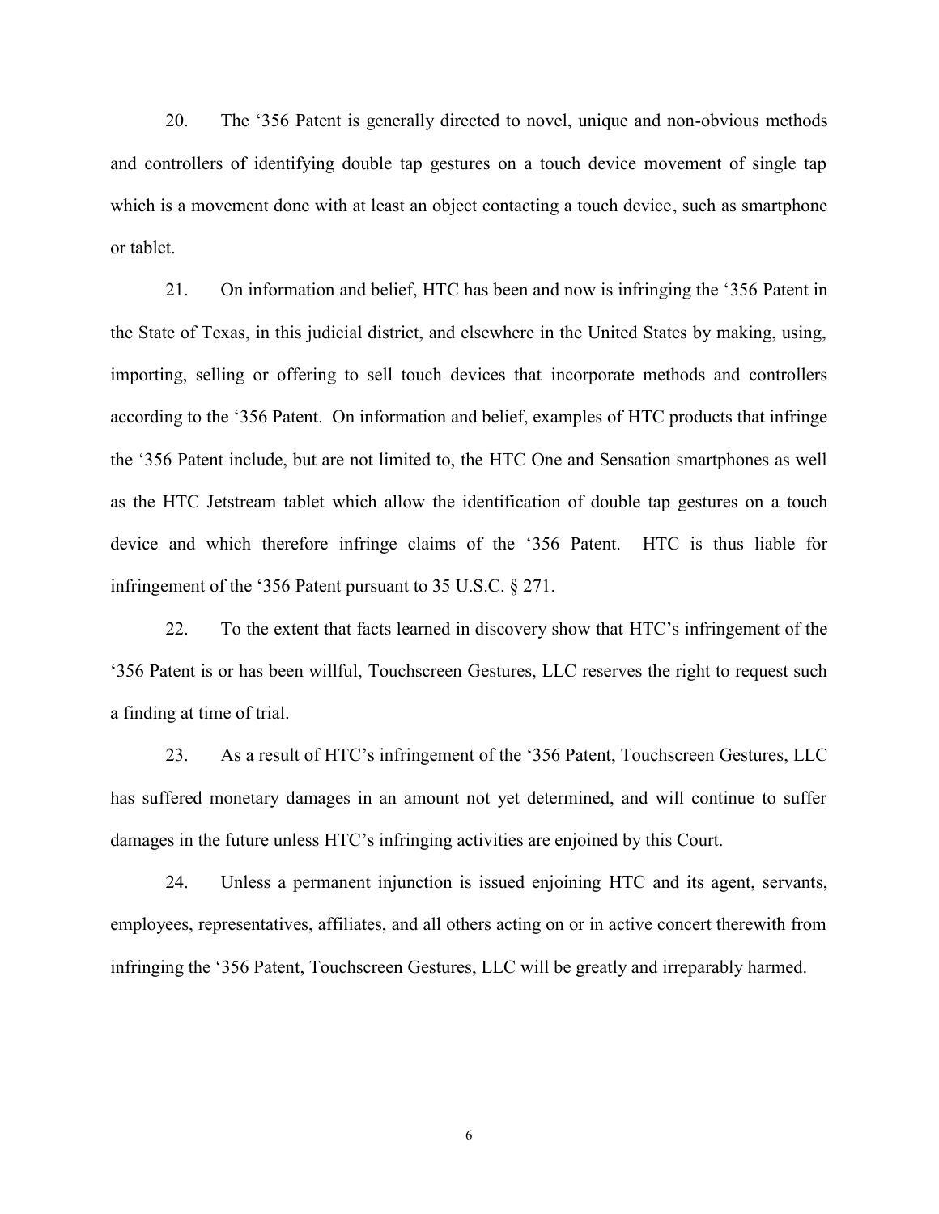20. The '356 Patent is generally directed to novel, unique and non-obvious methods and controllers of identifying double tap gestures on a touch device movement of single tap which is a movement done with at least an object contacting a touch device, such as smartphone or tablet.

21. On information and belief, HTC has been and now is infringing the '356 Patent in the State of Texas, in this judicial district, and elsewhere in the United States by making, using, importing, selling or offering to sell touch devices that incorporate methods and controllers according to the '356 Patent. On information and belief, examples of HTC products that infringe the '356 Patent include, but are not limited to, the HTC One and Sensation smartphones as well as the HTC Jetstream tablet which allow the identification of double tap gestures on a touch device and which therefore infringe claims of the '356 Patent. HTC is thus liable for infringement of the '356 Patent pursuant to 35 U.S.C. § 271.

22. To the extent that facts learned in discovery show that HTC's infringement of the '356 Patent is or has been willful, Touchscreen Gestures, LLC reserves the right to request such a finding at time of trial.

23. As a result of HTC's infringement of the '356 Patent, Touchscreen Gestures, LLC has suffered monetary damages in an amount not yet determined, and will continue to suffer damages in the future unless HTC's infringing activities are enjoined by this Court.

24. Unless a permanent injunction is issued enjoining HTC and its agent, servants, employees, representatives, affiliates, and all others acting on or in active concert therewith from infringing the '356 Patent, Touchscreen Gestures, LLC will be greatly and irreparably harmed.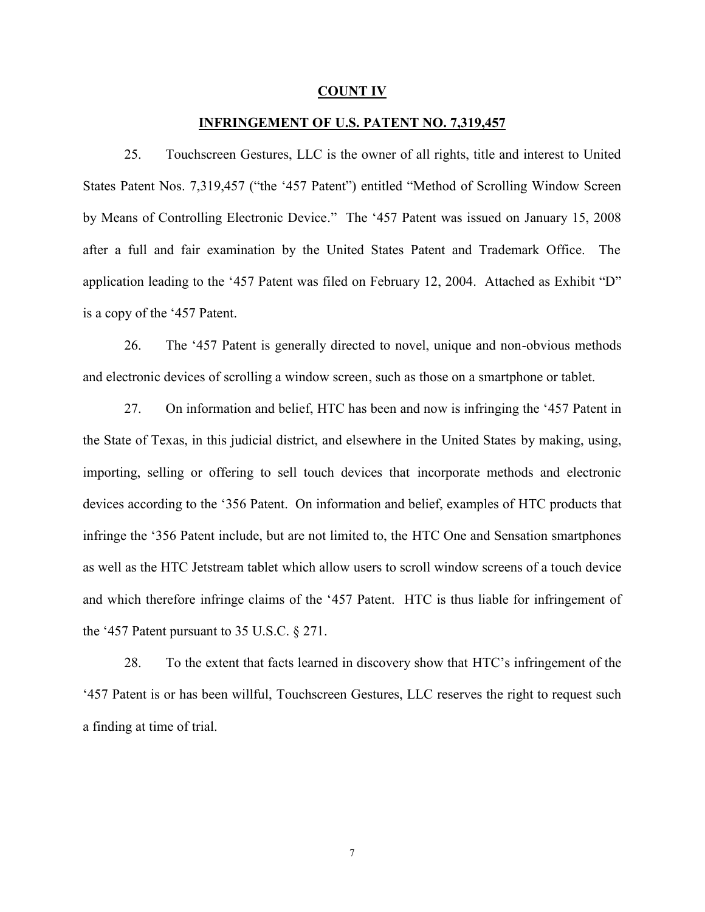**COUNT IV**

**INFRINGEMENT OF U.S. PATENT NO. 7,319,457**

25. Touchscreen Gestures, LLC is the owner of all rights, title and interest to United States Patent Nos. 7,319,457 ("the '457 Patent") entitled "Method of Scrolling Window Screen by Means of Controlling Electronic Device." The '457 Patent was issued on January 15, 2008 after a full and fair examination by the United States Patent and Trademark Office. The application leading to the '457 Patent was filed on February 12, 2004. Attached as Exhibit "D" is a copy of the '457 Patent.

26. The '457 Patent is generally directed to novel, unique and non-obvious methods and electronic devices of scrolling a window screen, such as those on a smartphone or tablet.

27. On information and belief, HTC has been and now is infringing the '457 Patent in the State of Texas, in this judicial district, and elsewhere in the United States by making, using, importing, selling or offering to sell touch devices that incorporate methods and electronic devices according to the '356 Patent. On information and belief, examples of HTC products that infringe the '356 Patent include, but are not limited to, the HTC One and Sensation smartphones as well as the HTC Jetstream tablet which allow users to scroll window screens of a touch device and which therefore infringe claims of the '457 Patent. HTC is thus liable for infringement of the '457 Patent pursuant to 35 U.S.C. § 271.

28. To the extent that facts learned in discovery show that HTC's infringement of the '457 Patent is or has been willful, Touchscreen Gestures, LLC reserves the right to request such a finding at time of trial.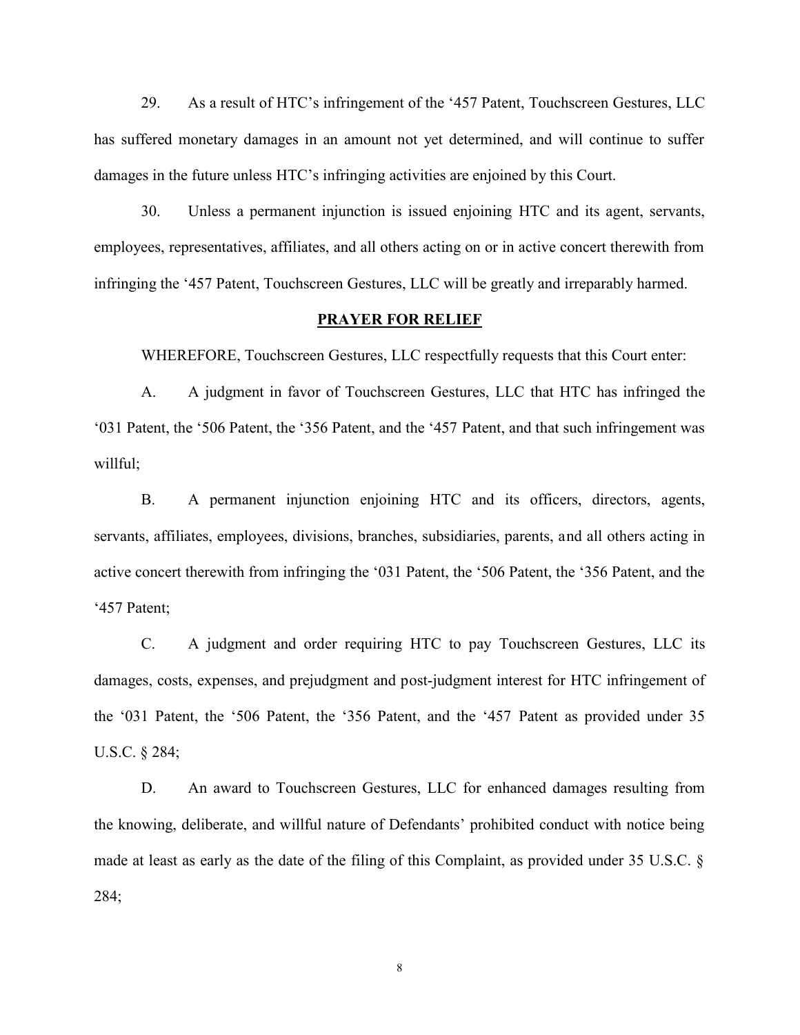29. As a result of HTC's infringement of the '457 Patent, Touchscreen Gestures, LLC has suffered monetary damages in an amount not yet determined, and will continue to suffer damages in the future unless HTC's infringing activities are enjoined by this Court.

30. Unless a permanent injunction is issued enjoining HTC and its agent, servants, employees, representatives, affiliates, and all others acting on or in active concert therewith from infringing the '457 Patent, Touchscreen Gestures, LLC will be greatly and irreparably harmed.

## PRAYER FOR RELIEF

WHEREFORE, Touchscreen Gestures, LLC respectfully requests that this Court enter:

A. A judgment in favor of Touchscreen Gestures, LLC that HTC has infringed the '031 Patent, the '506 Patent, the '356 Patent, and the '457 Patent, and that such infringement was willful;

B. A permanent injunction enjoining HTC and its officers, directors, agents, servants, affiliates, employees, divisions, branches, subsidiaries, parents, and all others acting in active concert therewith from infringing the '031 Patent, the '506 Patent, the '356 Patent, and the '457 Patent;

C. A judgment and order requiring HTC to pay Touchscreen Gestures, LLC its damages, costs, expenses, and prejudgment and post-judgment interest for HTC infringement of the '031 Patent, the '506 Patent, the '356 Patent, and the '457 Patent as provided under 35 U.S.C. § 284;

D. An award to Touchscreen Gestures, LLC for enhanced damages resulting from the knowing, deliberate, and willful nature of Defendants' prohibited conduct with notice being made at least as early as the date of the filing of this Complaint, as provided under 35 U.S.C. § 284;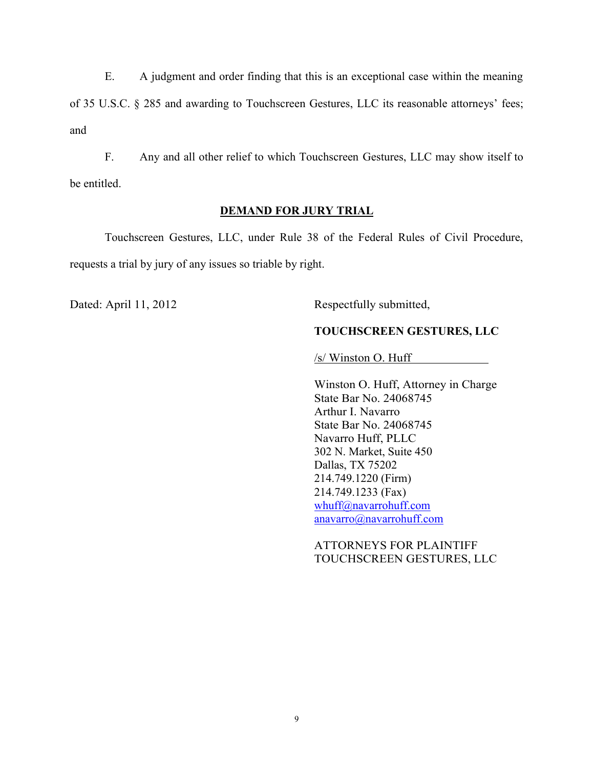E. A judgment and order finding that this is an exceptional case within the meaning of 35 U.S.C. § 285 and awarding to Touchscreen Gestures, LLC its reasonable attorneys' fees; and

F. Any and all other relief to which Touchscreen Gestures, LLC may show itself to be entitled.

**DEMAND FOR JURY TRIAL**

Touchscreen Gestures, LLC, under Rule 38 of the Federal Rules of Civil Procedure, requests a trial by jury of any issues so triable by right.

Dated: April 11, 2012

Respectfully submitted,

**TOUCHSCREEN GESTURES, LLC**

/s/ Winston O. Huff

Winston O. Huff, Attorney in Charge
State Bar No. 24068745
Arthur I. Navarro
State Bar No. 24068745
Navarro Huff, PLLC
302 N. Market, Suite 450
Dallas, TX 75202
214.749.1220 (Firm)
214.749.1233 (Fax)
whuff@navarrohuff.com
anavarro@navarrohuff.com

ATTORNEYS FOR PLAINTIFF
TOUCHSCREEN GESTURES, LLC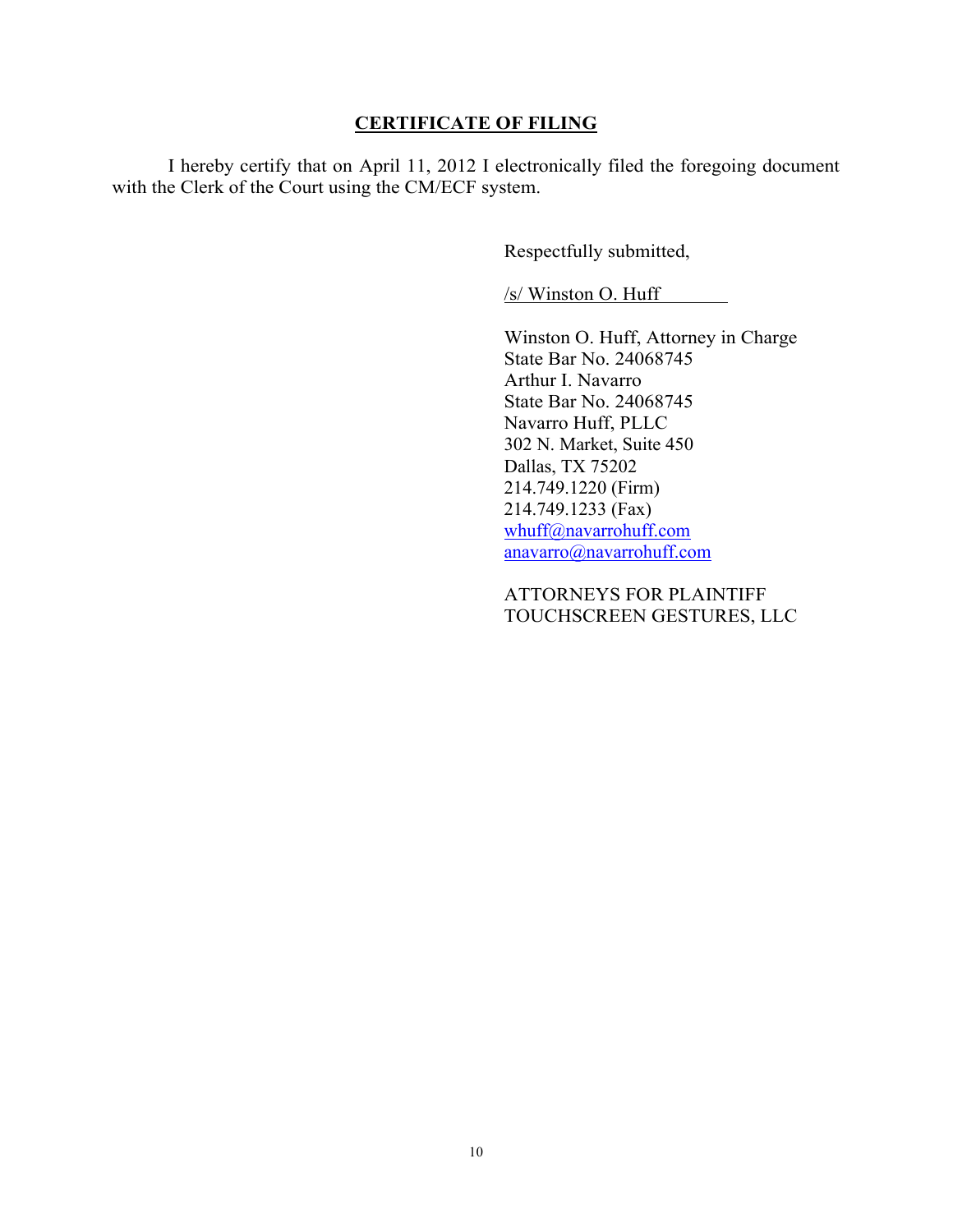## **CERTIFICATE OF FILING**

I hereby certify that on April 11, 2012 I electronically filed the foregoing document with the Clerk of the Court using the CM/ECF system.

Respectfully submitted,

/s/ Winston O. Huff

Winston O. Huff, Attorney in Charge
State Bar No. 24068745
Arthur I. Navarro
State Bar No. 24068745
Navarro Huff, PLLC
302 N. Market, Suite 450
Dallas, TX 75202
214.749.1220 (Firm)
214.749.1233 (Fax)
whuff@navarrohuff.com
anavarro@navarrohuff.com

ATTORNEYS FOR PLAINTIFF
TOUCHSCREEN GESTURES, LLC